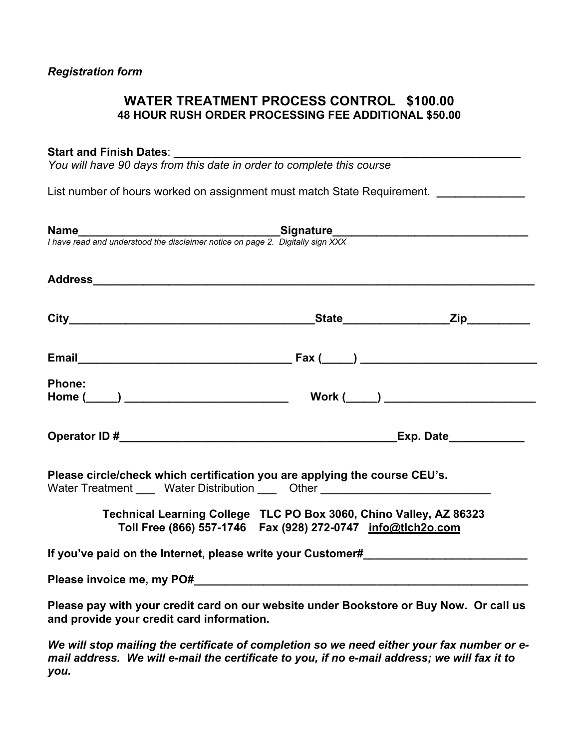*Registration form*

## WATER TREATMENT PROCESS CONTROL $100.00

### 48 HOUR RUSH ORDER PROCESSING FEE ADDITIONAL $50.00

**Start and Finish Dates**: ________________________________________________________

*You will have 90 days from this date in order to complete this course*

List number of hours worked on assignment must match State Requirement. _____________

**Name**________________________________**Signature**______________________________

*I have read and understood the disclaimer notice on page 2. Digitally sign XXX*

**Address**________________________________________________________________________

**City**_______________________________________**State**________________**Zip**__________

**Email**__________________________________ **Fax (_____)** ____________________________

**Phone:**
**Home (_____)** _________________________ **Work (_____)** ________________________

**Operator ID #**____________________________________________**Exp. Date**___________

**Please circle/check which certification you are applying the course CEU's.**
Water Treatment ___ Water Distribution ___ Other ___________________________

**Technical Learning College TLC PO Box 3060, Chino Valley, AZ 86323**
**Toll Free (866) 557-1746 Fax (928) 272-0747 info@tlch2o.com**

**If you've paid on the Internet, please write your Customer#**_________________________

**Please invoice me, my PO#**_______________________________________________________

**Please pay with your credit card on our website under Bookstore or Buy Now. Or call us and provide your credit card information.**

***We will stop mailing the certificate of completion so we need either your fax number or e-mail address. We will e-mail the certificate to you, if no e-mail address; we will fax it to you.***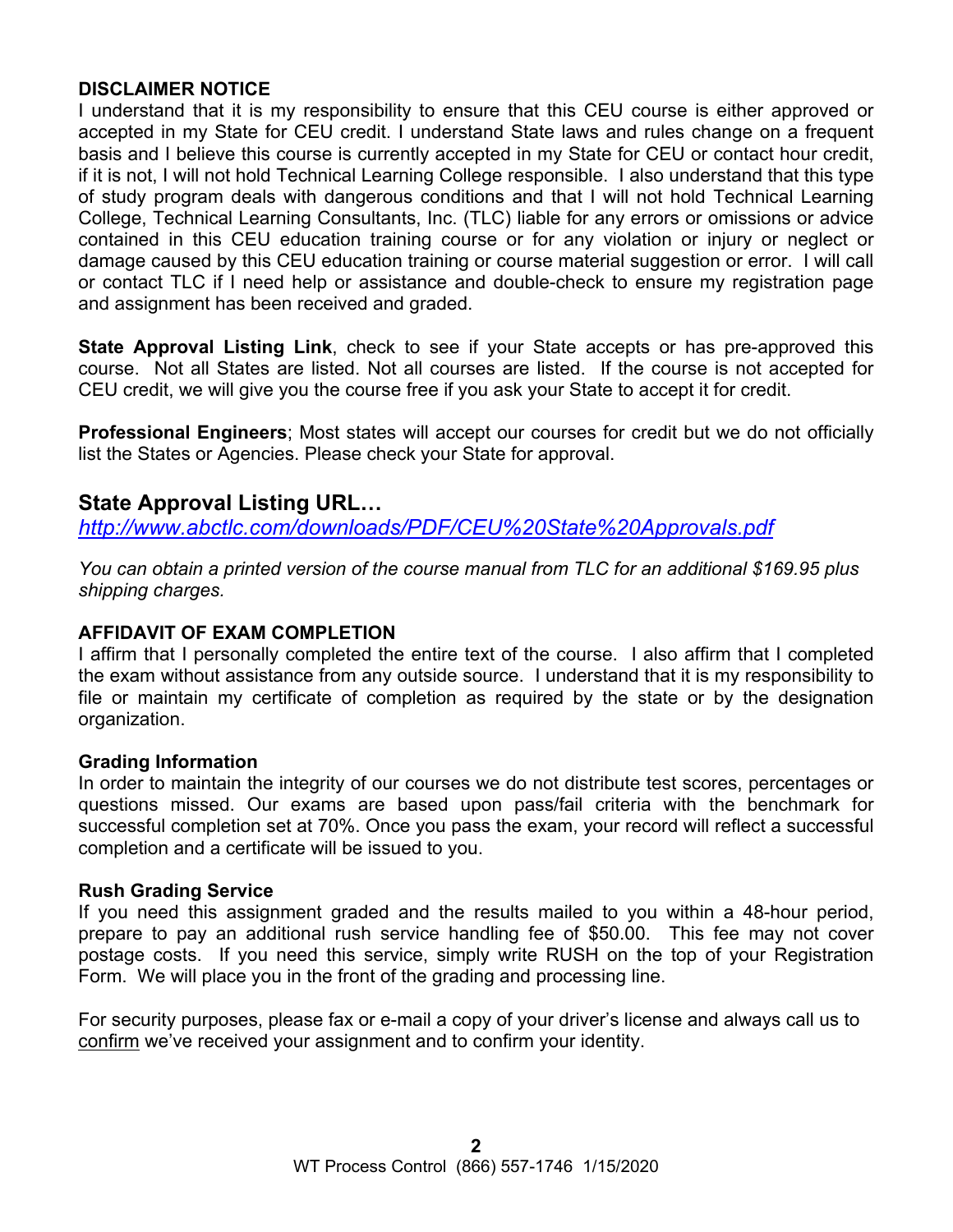## DISCLAIMER NOTICE

I understand that it is my responsibility to ensure that this CEU course is either approved or accepted in my State for CEU credit. I understand State laws and rules change on a frequent basis and I believe this course is currently accepted in my State for CEU or contact hour credit, if it is not, I will not hold Technical Learning College responsible. I also understand that this type of study program deals with dangerous conditions and that I will not hold Technical Learning College, Technical Learning Consultants, Inc. (TLC) liable for any errors or omissions or advice contained in this CEU education training course or for any violation or injury or neglect or damage caused by this CEU education training or course material suggestion or error. I will call or contact TLC if I need help or assistance and double-check to ensure my registration page and assignment has been received and graded.

**State Approval Listing Link**, check to see if your State accepts or has pre-approved this course. Not all States are listed. Not all courses are listed. If the course is not accepted for CEU credit, we will give you the course free if you ask your State to accept it for credit.

**Professional Engineers**; Most states will accept our courses for credit but we do not officially list the States or Agencies. Please check your State for approval.

## State Approval Listing URL…

*http://www.abctlc.com/downloads/PDF/CEU%20State%20Approvals.pdf*

*You can obtain a printed version of the course manual from TLC for an additional $169.95 plus shipping charges.*

## AFFIDAVIT OF EXAM COMPLETION

I affirm that I personally completed the entire text of the course. I also affirm that I completed the exam without assistance from any outside source. I understand that it is my responsibility to file or maintain my certificate of completion as required by the state or by the designation organization.

### Grading Information

In order to maintain the integrity of our courses we do not distribute test scores, percentages or questions missed. Our exams are based upon pass/fail criteria with the benchmark for successful completion set at 70%. Once you pass the exam, your record will reflect a successful completion and a certificate will be issued to you.

### Rush Grading Service

If you need this assignment graded and the results mailed to you within a 48-hour period, prepare to pay an additional rush service handling fee of $50.00. This fee may not cover postage costs. If you need this service, simply write RUSH on the top of your Registration Form. We will place you in the front of the grading and processing line.

For security purposes, please fax or e-mail a copy of your driver's license and always call us to confirm we've received your assignment and to confirm your identity.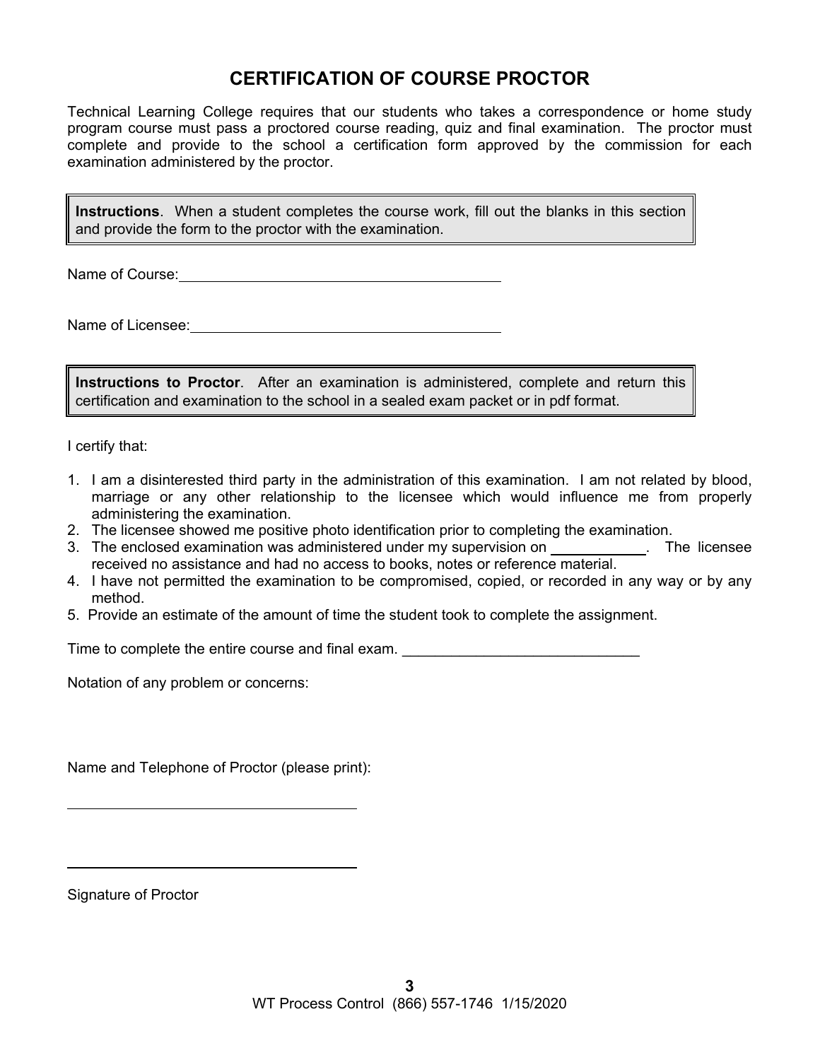# CERTIFICATION OF COURSE PROCTOR

Technical Learning College requires that our students who takes a correspondence or home study program course must pass a proctored course reading, quiz and final examination. The proctor must complete and provide to the school a certification form approved by the commission for each examination administered by the proctor.

**Instructions**. When a student completes the course work, fill out the blanks in this section and provide the form to the proctor with the examination.

Name of Course: ____________________________________________

Name of Licensee: __________________________________________

**Instructions to Proctor**. After an examination is administered, complete and return this certification and examination to the school in a sealed exam packet or in pdf format.

I certify that:

1. I am a disinterested third party in the administration of this examination. I am not related by blood, marriage or any other relationship to the licensee which would influence me from properly administering the examination.
2. The licensee showed me positive photo identification prior to completing the examination.
3. The enclosed examination was administered under my supervision on ____________. The licensee received no assistance and had no access to books, notes or reference material.
4. I have not permitted the examination to be compromised, copied, or recorded in any way or by any method.
5. Provide an estimate of the amount of time the student took to complete the assignment.

Time to complete the entire course and final exam. _____________________________

Notation of any problem or concerns:

Name and Telephone of Proctor (please print):

_____________________________________

_____________________________________

Signature of Proctor

WT Process Control (866) 557-1746 1/15/2020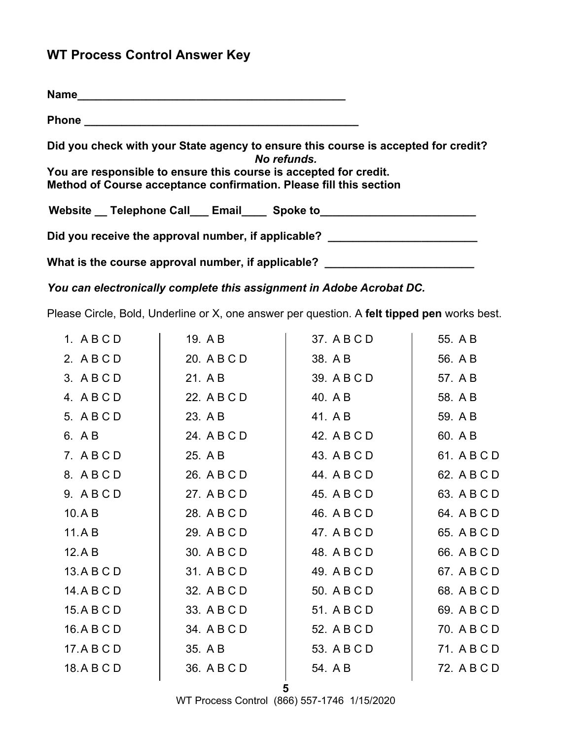## WT Process Control Answer Key

**Name**_____________________________________________

**Phone** _____________________________________________

**Did you check with your State agency to ensure this course is accepted for credit?**
***No refunds.***
**You are responsible to ensure this course is accepted for credit.**
**Method of Course acceptance confirmation. Please fill this section**

**Website __ Telephone Call___ Email____ Spoke to_________________________**

**Did you receive the approval number, if applicable? ________________________**

**What is the course approval number, if applicable? ________________________**

***You can electronically complete this assignment in Adobe Acrobat DC.***

Please Circle, Bold, Underline or X, one answer per question. A **felt tipped pen** works best.

| | | | |
|---|---|---|---|
| 1. A B C D | 19. A B | 37. A B C D | 55. A B |
| 2. A B C D | 20. A B C D | 38. A B | 56. A B |
| 3. A B C D | 21. A B | 39. A B C D | 57. A B |
| 4. A B C D | 22. A B C D | 40. A B | 58. A B |
| 5. A B C D | 23. A B | 41. A B | 59. A B |
| 6. A B | 24. A B C D | 42. A B C D | 60. A B |
| 7. A B C D | 25. A B | 43. A B C D | 61. A B C D |
| 8. A B C D | 26. A B C D | 44. A B C D | 62. A B C D |
| 9. A B C D | 27. A B C D | 45. A B C D | 63. A B C D |
| 10. A B | 28. A B C D | 46. A B C D | 64. A B C D |
| 11. A B | 29. A B C D | 47. A B C D | 65. A B C D |
| 12. A B | 30. A B C D | 48. A B C D | 66. A B C D |
| 13. A B C D | 31. A B C D | 49. A B C D | 67. A B C D |
| 14. A B C D | 32. A B C D | 50. A B C D | 68. A B C D |
| 15. A B C D | 33. A B C D | 51. A B C D | 69. A B C D |
| 16. A B C D | 34. A B C D | 52. A B C D | 70. A B C D |
| 17. A B C D | 35. A B | 53. A B C D | 71. A B C D |
| 18. A B C D | 36. A B C D | 54. A B | 72. A B C D |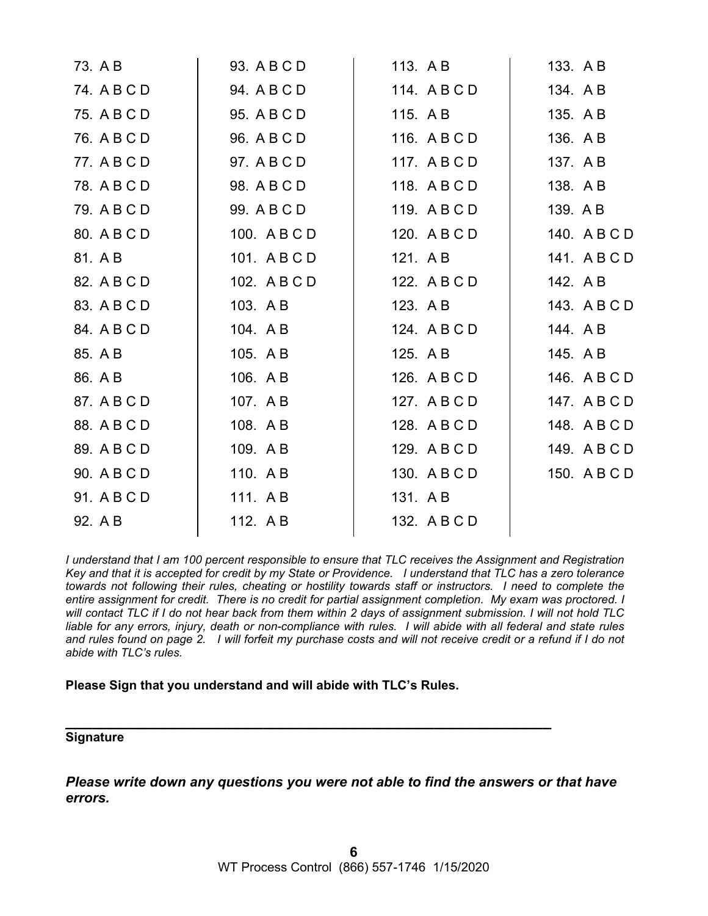| | | | |
|---|---|---|---|
| 73. A B | 93. A B C D | 113. A B | 133. A B |
| 74. A B C D | 94. A B C D | 114. A B C D | 134. A B |
| 75. A B C D | 95. A B C D | 115. A B | 135. A B |
| 76. A B C D | 96. A B C D | 116. A B C D | 136. A B |
| 77. A B C D | 97. A B C D | 117. A B C D | 137. A B |
| 78. A B C D | 98. A B C D | 118. A B C D | 138. A B |
| 79. A B C D | 99. A B C D | 119. A B C D | 139. A B |
| 80. A B C D | 100. A B C D | 120. A B C D | 140. A B C D |
| 81. A B | 101. A B C D | 121. A B | 141. A B C D |
| 82. A B C D | 102. A B C D | 122. A B C D | 142. A B |
| 83. A B C D | 103. A B | 123. A B | 143. A B C D |
| 84. A B C D | 104. A B | 124. A B C D | 144. A B |
| 85. A B | 105. A B | 125. A B | 145. A B |
| 86. A B | 106. A B | 126. A B C D | 146. A B C D |
| 87. A B C D | 107. A B | 127. A B C D | 147. A B C D |
| 88. A B C D | 108. A B | 128. A B C D | 148. A B C D |
| 89. A B C D | 109. A B | 129. A B C D | 149. A B C D |
| 90. A B C D | 110. A B | 130. A B C D | 150. A B C D |
| 91. A B C D | 111. A B | 131. A B | |
| 92. A B | 112. A B | 132. A B C D | |

*I understand that I am 100 percent responsible to ensure that TLC receives the Assignment and Registration Key and that it is accepted for credit by my State or Providence. I understand that TLC has a zero tolerance towards not following their rules, cheating or hostility towards staff or instructors. I need to complete the entire assignment for credit. There is no credit for partial assignment completion. My exam was proctored. I will contact TLC if I do not hear back from them within 2 days of assignment submission. I will not hold TLC liable for any errors, injury, death or non-compliance with rules. I will abide with all federal and state rules and rules found on page 2. I will forfeit my purchase costs and will not receive credit or a refund if I do not abide with TLC's rules.*

**Please Sign that you understand and will abide with TLC's Rules.**

_______________________________________________________________

**Signature**

***Please write down any questions you were not able to find the answers or that have errors.***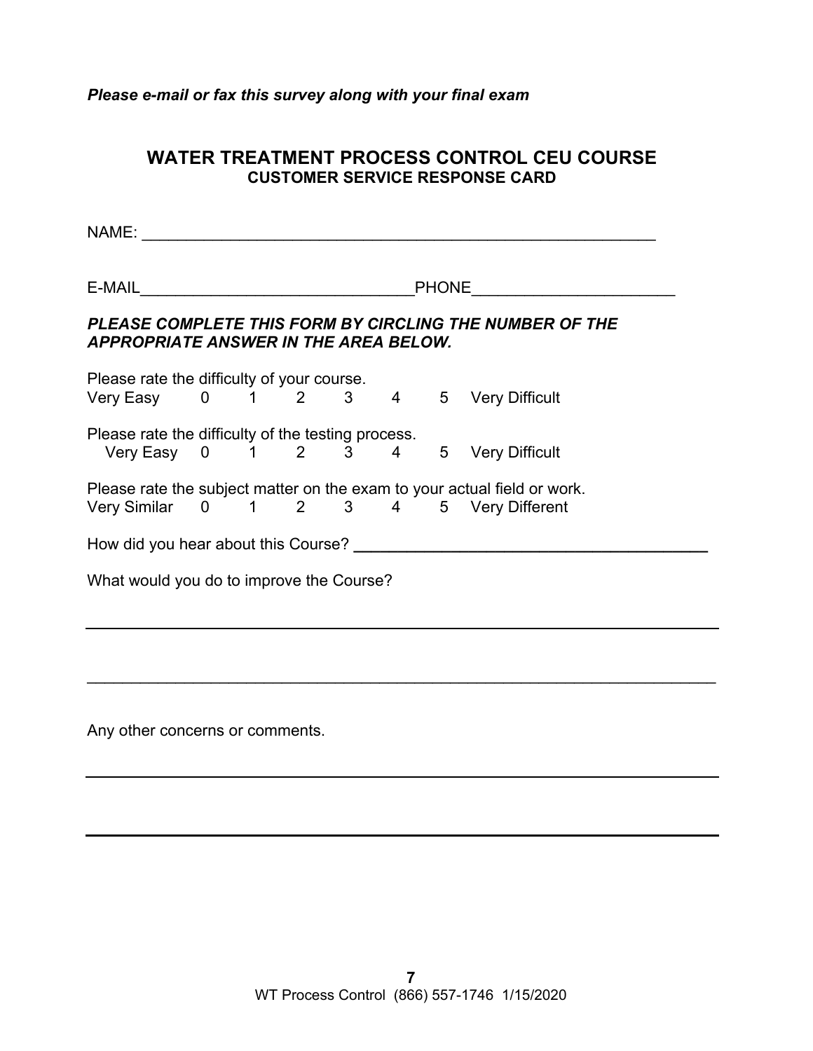*Please e-mail or fax this survey along with your final exam*

## WATER TREATMENT PROCESS CONTROL CEU COURSE
### CUSTOMER SERVICE RESPONSE CARD

NAME: ___________________________________________________________

E-MAIL_______________________________PHONE_______________________

***PLEASE COMPLETE THIS FORM BY CIRCLING THE NUMBER OF THE APPROPRIATE ANSWER IN THE AREA BELOW.***

Please rate the difficulty of your course.
Very Easy 0 1 2 3 4 5 Very Difficult

Please rate the difficulty of the testing process.
Very Easy 0 1 2 3 4 5 Very Difficult

Please rate the subject matter on the exam to your actual field or work.
Very Similar 0 1 2 3 4 5 Very Different

How did you hear about this Course? _______________________________________

What would you do to improve the Course?

_________________________________________________________________________

_________________________________________________________________________

Any other concerns or comments.

_________________________________________________________________________

_________________________________________________________________________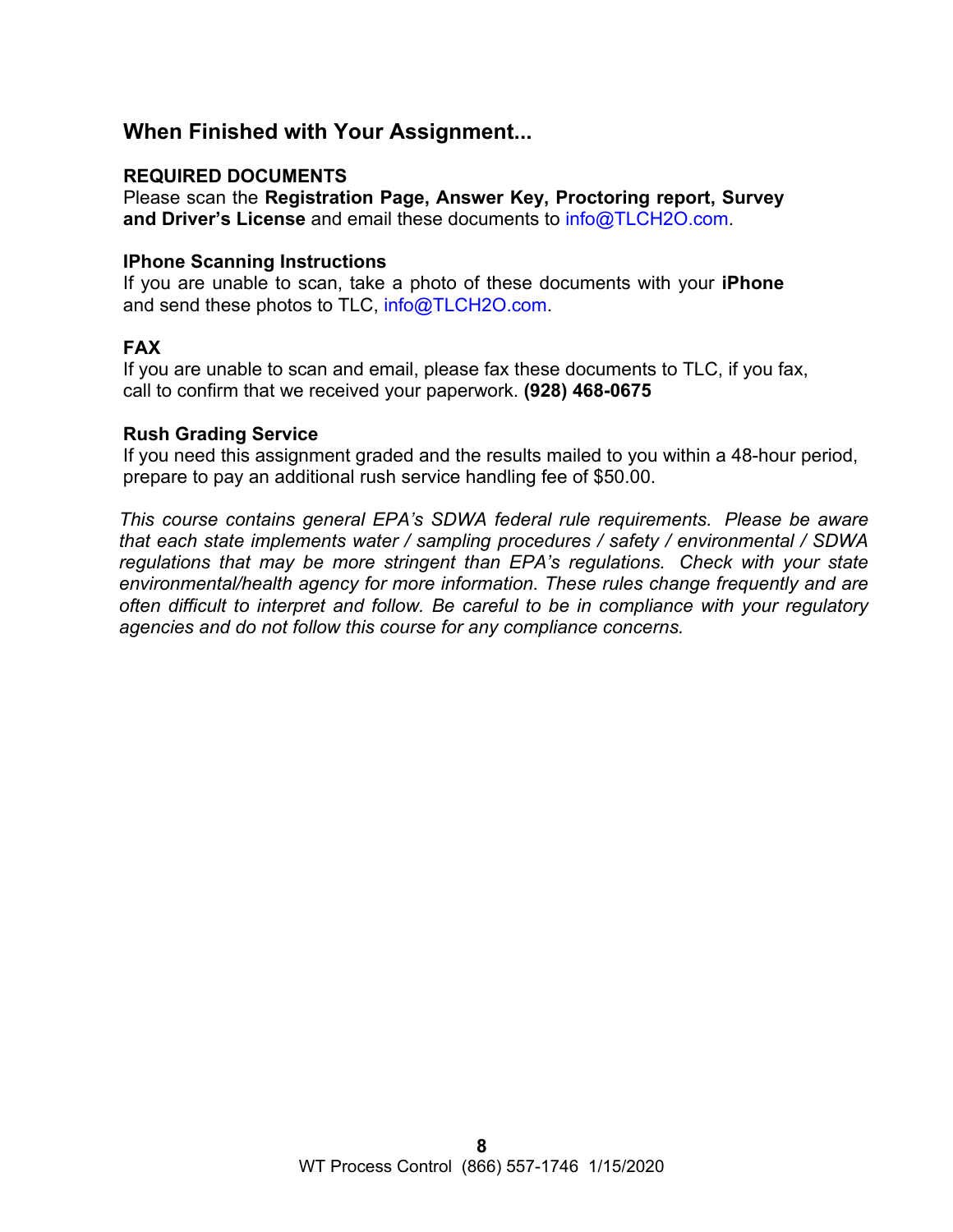## When Finished with Your Assignment...

**REQUIRED DOCUMENTS**
Please scan the **Registration Page, Answer Key, Proctoring report, Survey and Driver's License** and email these documents to info@TLCH2O.com.

**IPhone Scanning Instructions**
If you are unable to scan, take a photo of these documents with your **iPhone** and send these photos to TLC, info@TLCH2O.com.

**FAX**
If you are unable to scan and email, please fax these documents to TLC, if you fax, call to confirm that we received your paperwork. **(928) 468-0675**

**Rush Grading Service**
If you need this assignment graded and the results mailed to you within a 48-hour period, prepare to pay an additional rush service handling fee of $50.00.

*This course contains general EPA's SDWA federal rule requirements. Please be aware that each state implements water / sampling procedures / safety / environmental / SDWA regulations that may be more stringent than EPA's regulations. Check with your state environmental/health agency for more information. These rules change frequently and are often difficult to interpret and follow. Be careful to be in compliance with your regulatory agencies and do not follow this course for any compliance concerns.*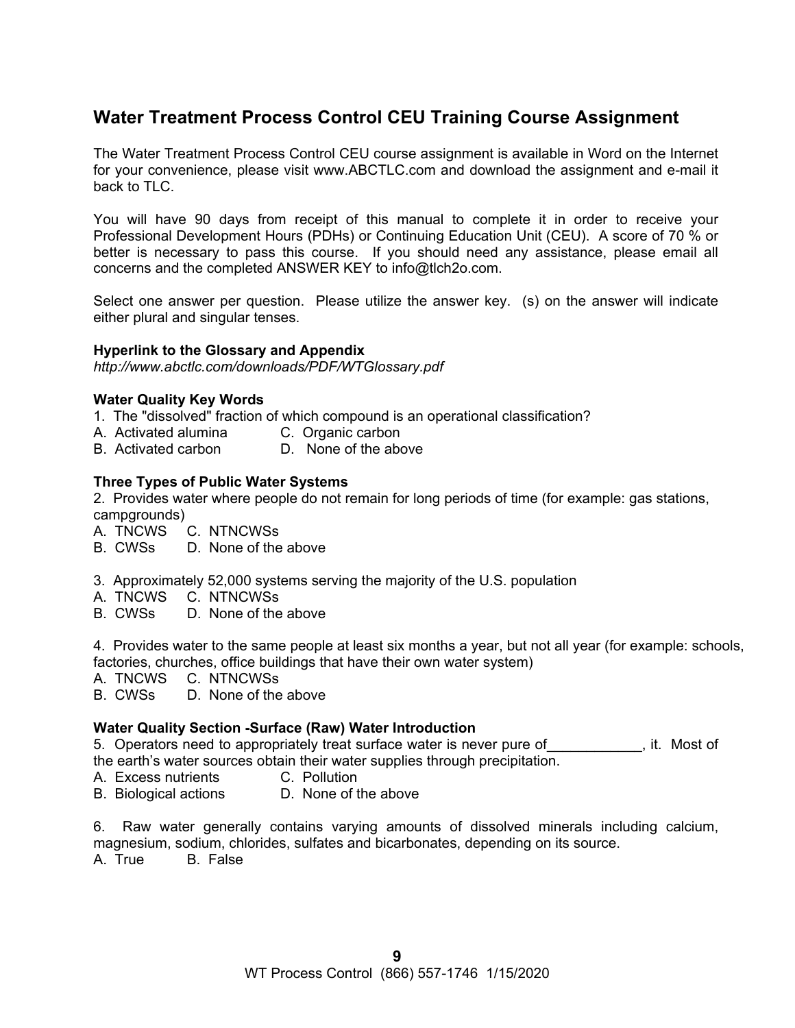## Water Treatment Process Control CEU Training Course Assignment

The Water Treatment Process Control CEU course assignment is available in Word on the Internet for your convenience, please visit www.ABCTLC.com and download the assignment and e-mail it back to TLC.

You will have 90 days from receipt of this manual to complete it in order to receive your Professional Development Hours (PDHs) or Continuing Education Unit (CEU). A score of 70 % or better is necessary to pass this course. If you should need any assistance, please email all concerns and the completed ANSWER KEY to info@tlch2o.com.

Select one answer per question. Please utilize the answer key. (s) on the answer will indicate either plural and singular tenses.

**Hyperlink to the Glossary and Appendix**
*http://www.abctlc.com/downloads/PDF/WTGlossary.pdf*

**Water Quality Key Words**

1. The "dissolved" fraction of which compound is an operational classification?
A. Activated alumina
B. Activated carbon
C. Organic carbon
D. None of the above

**Three Types of Public Water Systems**

2. Provides water where people do not remain for long periods of time (for example: gas stations, campgrounds)
A. TNCWS
B. CWSs
C. NTNCWSs
D. None of the above

3. Approximately 52,000 systems serving the majority of the U.S. population
A. TNCWS
B. CWSs
C. NTNCWSs
D. None of the above

4. Provides water to the same people at least six months a year, but not all year (for example: schools, factories, churches, office buildings that have their own water system)
A. TNCWS
B. CWSs
C. NTNCWSs
D. None of the above

**Water Quality Section -Surface (Raw) Water Introduction**

5. Operators need to appropriately treat surface water is never pure of\_\_\_\_\_\_\_\_\_\_\_\_, it. Most of the earth's water sources obtain their water supplies through precipitation.
A. Excess nutrients
B. Biological actions
C. Pollution
D. None of the above

6. Raw water generally contains varying amounts of dissolved minerals including calcium, magnesium, sodium, chlorides, sulfates and bicarbonates, depending on its source.
A. True
B. False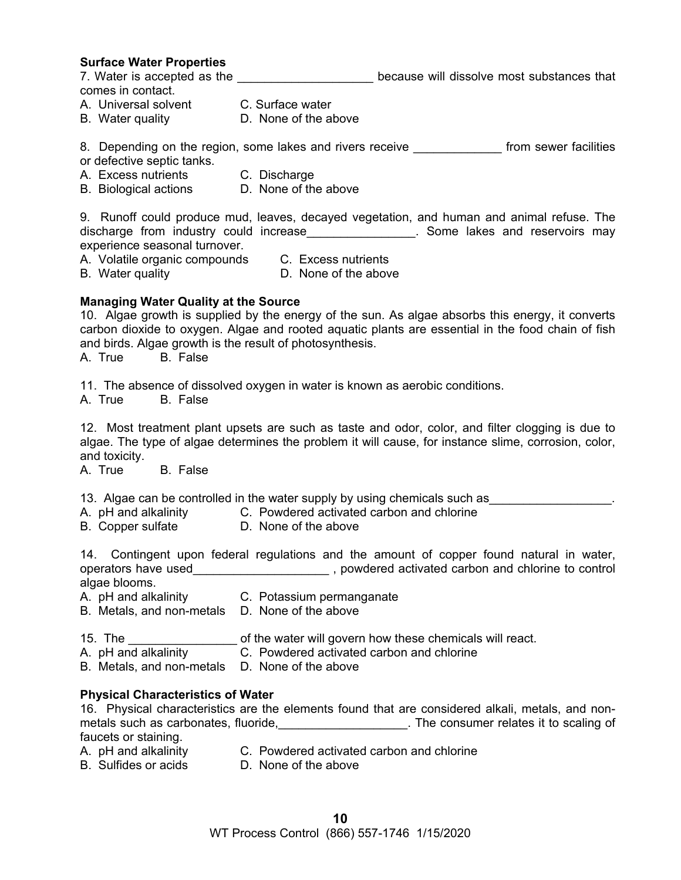**Surface Water Properties**

7. Water is accepted as the ____________________ because will dissolve most substances that comes in contact.

A. Universal solvent  C. Surface water
B. Water quality  D. None of the above

8. Depending on the region, some lakes and rivers receive _____________ from sewer facilities or defective septic tanks.

A. Excess nutrients  C. Discharge
B. Biological actions  D. None of the above

9. Runoff could produce mud, leaves, decayed vegetation, and human and animal refuse. The discharge from industry could increase________________. Some lakes and reservoirs may experience seasonal turnover.

A. Volatile organic compounds  C. Excess nutrients
B. Water quality  D. None of the above

**Managing Water Quality at the Source**

10. Algae growth is supplied by the energy of the sun. As algae absorbs this energy, it converts carbon dioxide to oxygen. Algae and rooted aquatic plants are essential in the food chain of fish and birds. Algae growth is the result of photosynthesis.

A. True  B. False

11. The absence of dissolved oxygen in water is known as aerobic conditions.

A. True  B. False

12. Most treatment plant upsets are such as taste and odor, color, and filter clogging is due to algae. The type of algae determines the problem it will cause, for instance slime, corrosion, color, and toxicity.

A. True  B. False

13. Algae can be controlled in the water supply by using chemicals such as__________________.

A. pH and alkalinity  C. Powdered activated carbon and chlorine
B. Copper sulfate  D. None of the above

14. Contingent upon federal regulations and the amount of copper found natural in water, operators have used____________________ , powdered activated carbon and chlorine to control algae blooms.

A. pH and alkalinity  C. Potassium permanganate
B. Metals, and non-metals  D. None of the above

15. The ________________ of the water will govern how these chemicals will react.

A. pH and alkalinity  C. Powdered activated carbon and chlorine
B. Metals, and non-metals  D. None of the above

**Physical Characteristics of Water**

16. Physical characteristics are the elements found that are considered alkali, metals, and non-metals such as carbonates, fluoride,___________________. The consumer relates it to scaling of faucets or staining.

A. pH and alkalinity  C. Powdered activated carbon and chlorine
B. Sulfides or acids  D. None of the above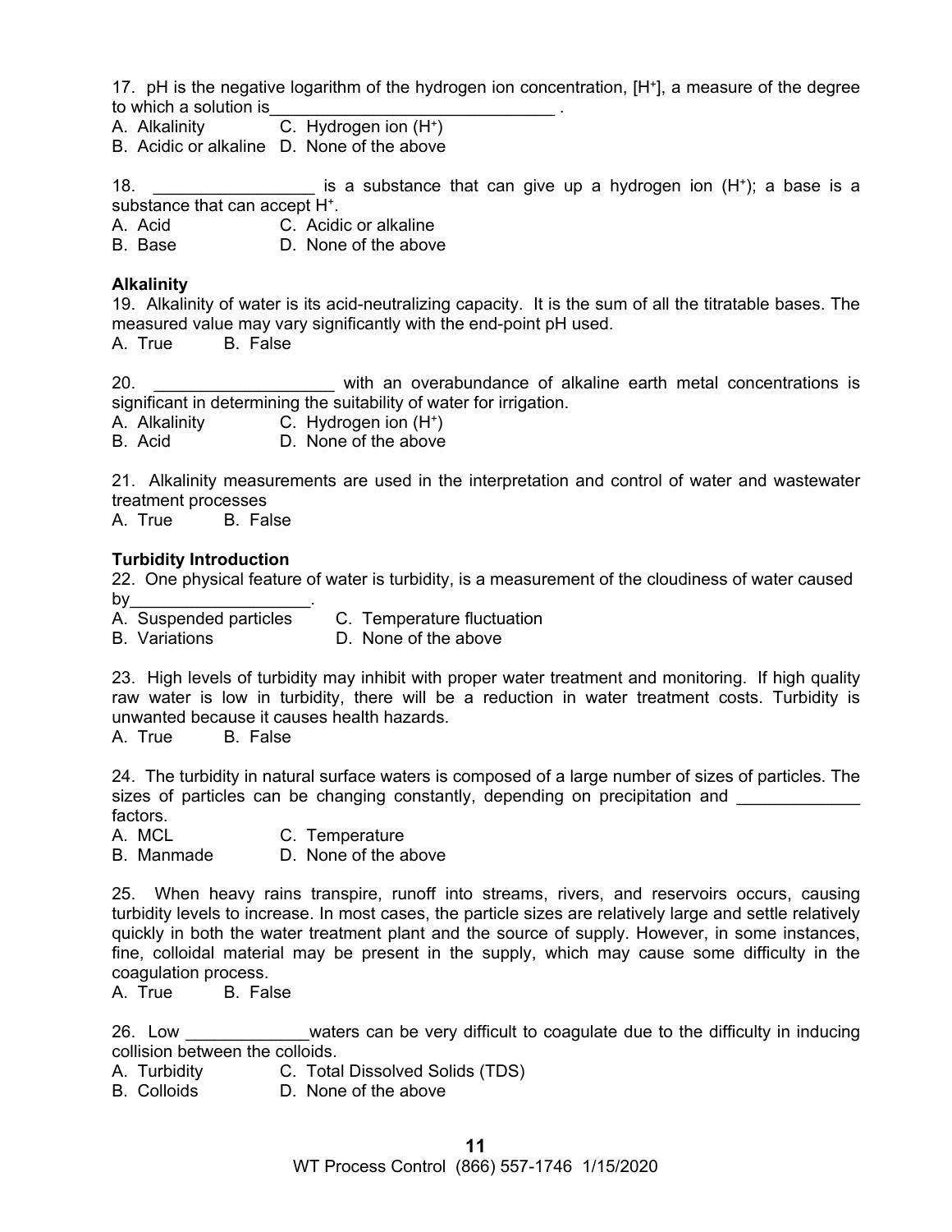17. pH is the negative logarithm of the hydrogen ion concentration, $[H^+]$, a measure of the degree to which a solution is_______________________________ .

A. Alkalinity C. Hydrogen ion ($H^+$)
B. Acidic or alkaline D. None of the above

18. _________________ is a substance that can give up a hydrogen ion ($H^+$); a base is a substance that can accept $H^+$.

A. Acid C. Acidic or alkaline
B. Base D. None of the above

**Alkalinity**

19. Alkalinity of water is its acid-neutralizing capacity. It is the sum of all the titratable bases. The measured value may vary significantly with the end-point pH used.

A. True B. False

20. ___________________ with an overabundance of alkaline earth metal concentrations is significant in determining the suitability of water for irrigation.

A. Alkalinity C. Hydrogen ion ($H^+$)
B. Acid D. None of the above

21. Alkalinity measurements are used in the interpretation and control of water and wastewater treatment processes

A. True B. False

**Turbidity Introduction**

22. One physical feature of water is turbidity, is a measurement of the cloudiness of water caused by___________________.

A. Suspended particles C. Temperature fluctuation
B. Variations D. None of the above

23. High levels of turbidity may inhibit with proper water treatment and monitoring. If high quality raw water is low in turbidity, there will be a reduction in water treatment costs. Turbidity is unwanted because it causes health hazards.

A. True B. False

24. The turbidity in natural surface waters is composed of a large number of sizes of particles. The sizes of particles can be changing constantly, depending on precipitation and _____________ factors.

A. MCL C. Temperature
B. Manmade D. None of the above

25. When heavy rains transpire, runoff into streams, rivers, and reservoirs occurs, causing turbidity levels to increase. In most cases, the particle sizes are relatively large and settle relatively quickly in both the water treatment plant and the source of supply. However, in some instances, fine, colloidal material may be present in the supply, which may cause some difficulty in the coagulation process.

A. True B. False

26. Low _____________waters can be very difficult to coagulate due to the difficulty in inducing collision between the colloids.

A. Turbidity C. Total Dissolved Solids (TDS)
B. Colloids D. None of the above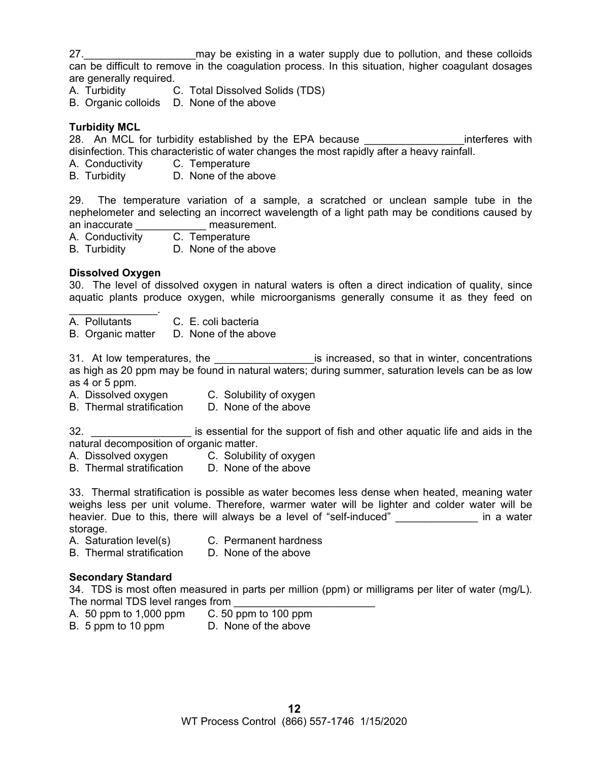27.___________________may be existing in a water supply due to pollution, and these colloids can be difficult to remove in the coagulation process. In this situation, higher coagulant dosages are generally required.

A. Turbidity C. Total Dissolved Solids (TDS)
B. Organic colloids D. None of the above

**Turbidity MCL**

28. An MCL for turbidity established by the EPA because _________________interferes with disinfection. This characteristic of water changes the most rapidly after a heavy rainfall.

A. Conductivity C. Temperature
B. Turbidity D. None of the above

29. The temperature variation of a sample, a scratched or unclean sample tube in the nephelometer and selecting an incorrect wavelength of a light path may be conditions caused by an inaccurate ____________ measurement.

A. Conductivity C. Temperature
B. Turbidity D. None of the above

**Dissolved Oxygen**

30. The level of dissolved oxygen in natural waters is often a direct indication of quality, since aquatic plants produce oxygen, while microorganisms generally consume it as they feed on _______________.

A. Pollutants C. E. coli bacteria
B. Organic matter D. None of the above

31. At low temperatures, the _________________is increased, so that in winter, concentrations as high as 20 ppm may be found in natural waters; during summer, saturation levels can be as low as 4 or 5 ppm.

A. Dissolved oxygen C. Solubility of oxygen
B. Thermal stratification D. None of the above

32. _________________ is essential for the support of fish and other aquatic life and aids in the natural decomposition of organic matter.

A. Dissolved oxygen C. Solubility of oxygen
B. Thermal stratification D. None of the above

33. Thermal stratification is possible as water becomes less dense when heated, meaning water weighs less per unit volume. Therefore, warmer water will be lighter and colder water will be heavier. Due to this, there will always be a level of "self-induced" ______________ in a water storage.

A. Saturation level(s) C. Permanent hardness
B. Thermal stratification D. None of the above

**Secondary Standard**

34. TDS is most often measured in parts per million (ppm) or milligrams per liter of water (mg/L). The normal TDS level ranges from ________________________

A. 50 ppm to 1,000 ppm C. 50 ppm to 100 ppm
B. 5 ppm to 10 ppm D. None of the above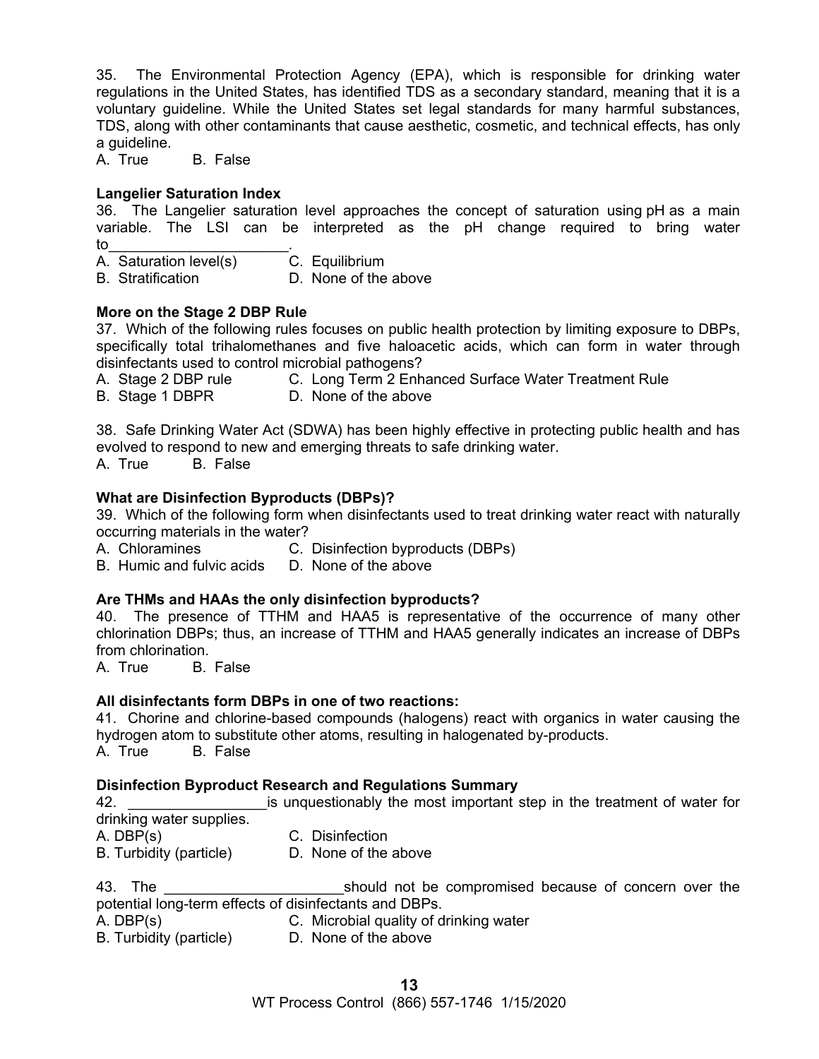35. The Environmental Protection Agency (EPA), which is responsible for drinking water regulations in the United States, has identified TDS as a secondary standard, meaning that it is a voluntary guideline. While the United States set legal standards for many harmful substances, TDS, along with other contaminants that cause aesthetic, cosmetic, and technical effects, has only a guideline.

A. True B. False

**Langelier Saturation Index**

36. The Langelier saturation level approaches the concept of saturation using pH as a main variable. The LSI can be interpreted as the pH change required to bring water to_______________________.

A. Saturation level(s) C. Equilibrium
B. Stratification D. None of the above

**More on the Stage 2 DBP Rule**

37. Which of the following rules focuses on public health protection by limiting exposure to DBPs, specifically total trihalomethanes and five haloacetic acids, which can form in water through disinfectants used to control microbial pathogens?

A. Stage 2 DBP rule C. Long Term 2 Enhanced Surface Water Treatment Rule
B. Stage 1 DBPR D. None of the above

38. Safe Drinking Water Act (SDWA) has been highly effective in protecting public health and has evolved to respond to new and emerging threats to safe drinking water.

A. True B. False

**What are Disinfection Byproducts (DBPs)?**

39. Which of the following form when disinfectants used to treat drinking water react with naturally occurring materials in the water?

A. Chloramines C. Disinfection byproducts (DBPs)
B. Humic and fulvic acids D. None of the above

**Are THMs and HAAs the only disinfection byproducts?**

40. The presence of TTHM and HAA5 is representative of the occurrence of many other chlorination DBPs; thus, an increase of TTHM and HAA5 generally indicates an increase of DBPs from chlorination.

A. True B. False

**All disinfectants form DBPs in one of two reactions:**

41. Chorine and chlorine-based compounds (halogens) react with organics in water causing the hydrogen atom to substitute other atoms, resulting in halogenated by-products.

A. True B. False

**Disinfection Byproduct Research and Regulations Summary**

42. _________________is unquestionably the most important step in the treatment of water for drinking water supplies.

A. DBP(s) C. Disinfection
B. Turbidity (particle) D. None of the above

43. The ______________________should not be compromised because of concern over the potential long-term effects of disinfectants and DBPs.

A. DBP(s) C. Microbial quality of drinking water
B. Turbidity (particle) D. None of the above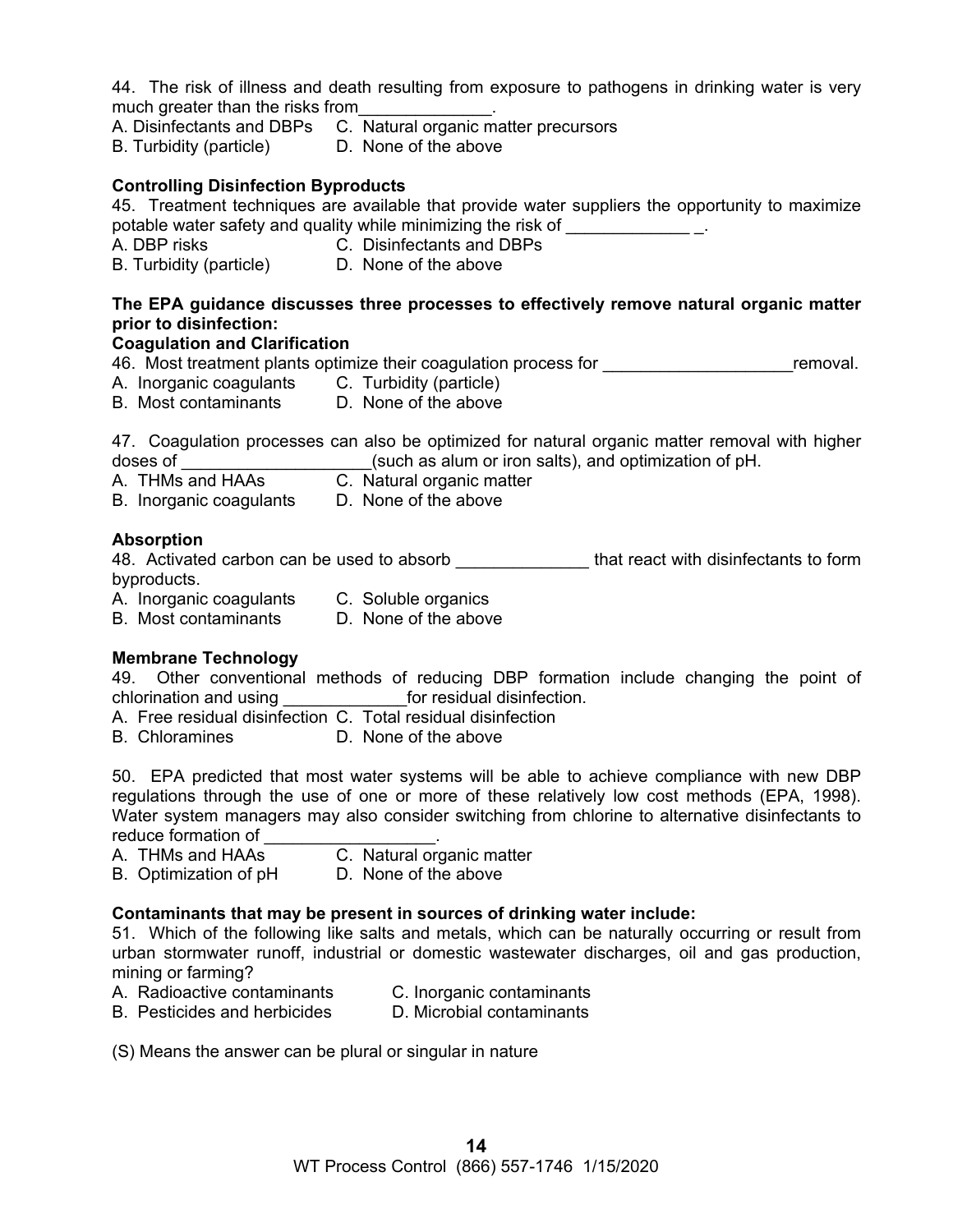44. The risk of illness and death resulting from exposure to pathogens in drinking water is very much greater than the risks from______________.

A. Disinfectants and DBPs C. Natural organic matter precursors
B. Turbidity (particle) D. None of the above

**Controlling Disinfection Byproducts**

45. Treatment techniques are available that provide water suppliers the opportunity to maximize potable water safety and quality while minimizing the risk of _____________ _.

A. DBP risks C. Disinfectants and DBPs
B. Turbidity (particle) D. None of the above

**The EPA guidance discusses three processes to effectively remove natural organic matter prior to disinfection:**

**Coagulation and Clarification**

46. Most treatment plants optimize their coagulation process for ____________________removal.

A. Inorganic coagulants C. Turbidity (particle)
B. Most contaminants D. None of the above

47. Coagulation processes can also be optimized for natural organic matter removal with higher doses of ____________________(such as alum or iron salts), and optimization of pH.

A. THMs and HAAs C. Natural organic matter
B. Inorganic coagulants D. None of the above

**Absorption**

48. Activated carbon can be used to absorb ______________ that react with disinfectants to form byproducts.

A. Inorganic coagulants C. Soluble organics
B. Most contaminants D. None of the above

**Membrane Technology**

49. Other conventional methods of reducing DBP formation include changing the point of chlorination and using _____________for residual disinfection.

A. Free residual disinfection C. Total residual disinfection
B. Chloramines D. None of the above

50. EPA predicted that most water systems will be able to achieve compliance with new DBP regulations through the use of one or more of these relatively low cost methods (EPA, 1998). Water system managers may also consider switching from chlorine to alternative disinfectants to reduce formation of __________________.

A. THMs and HAAs C. Natural organic matter
B. Optimization of pH D. None of the above

**Contaminants that may be present in sources of drinking water include:**

51. Which of the following like salts and metals, which can be naturally occurring or result from urban stormwater runoff, industrial or domestic wastewater discharges, oil and gas production, mining or farming?

A. Radioactive contaminants C. Inorganic contaminants
B. Pesticides and herbicides D. Microbial contaminants

(S) Means the answer can be plural or singular in nature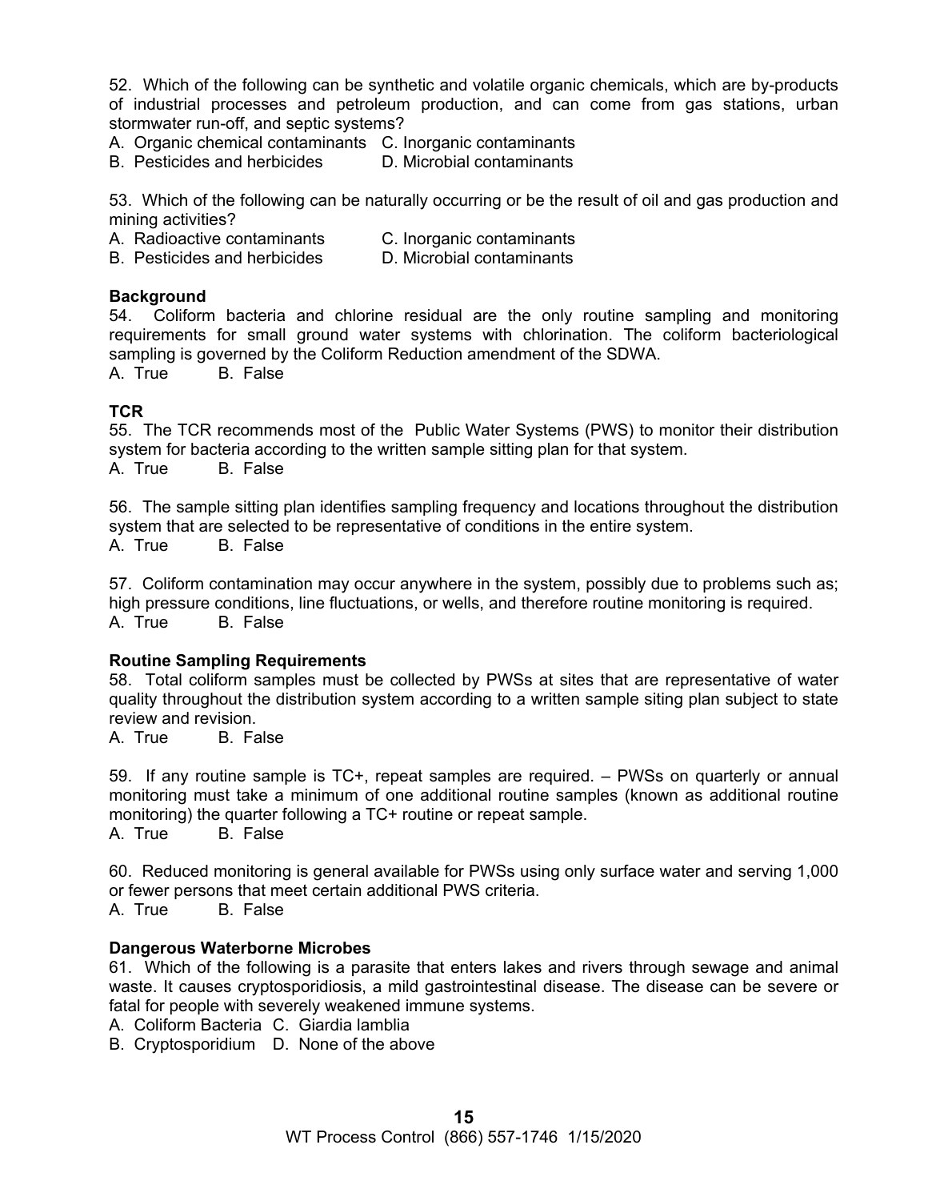52. Which of the following can be synthetic and volatile organic chemicals, which are by-products of industrial processes and petroleum production, and can come from gas stations, urban stormwater run-off, and septic systems?

A. Organic chemical contaminants C. Inorganic contaminants
B. Pesticides and herbicides D. Microbial contaminants

53. Which of the following can be naturally occurring or be the result of oil and gas production and mining activities?

A. Radioactive contaminants C. Inorganic contaminants
B. Pesticides and herbicides D. Microbial contaminants

**Background**

54. Coliform bacteria and chlorine residual are the only routine sampling and monitoring requirements for small ground water systems with chlorination. The coliform bacteriological sampling is governed by the Coliform Reduction amendment of the SDWA.

A. True B. False

**TCR**

55. The TCR recommends most of the Public Water Systems (PWS) to monitor their distribution system for bacteria according to the written sample sitting plan for that system.

A. True B. False

56. The sample sitting plan identifies sampling frequency and locations throughout the distribution system that are selected to be representative of conditions in the entire system.

A. True B. False

57. Coliform contamination may occur anywhere in the system, possibly due to problems such as; high pressure conditions, line fluctuations, or wells, and therefore routine monitoring is required.

A. True B. False

**Routine Sampling Requirements**

58. Total coliform samples must be collected by PWSs at sites that are representative of water quality throughout the distribution system according to a written sample siting plan subject to state review and revision.

A. True B. False

59. If any routine sample is TC+, repeat samples are required. – PWSs on quarterly or annual monitoring must take a minimum of one additional routine samples (known as additional routine monitoring) the quarter following a TC+ routine or repeat sample.

A. True B. False

60. Reduced monitoring is general available for PWSs using only surface water and serving 1,000 or fewer persons that meet certain additional PWS criteria.

A. True B. False

**Dangerous Waterborne Microbes**

61. Which of the following is a parasite that enters lakes and rivers through sewage and animal waste. It causes cryptosporidiosis, a mild gastrointestinal disease. The disease can be severe or fatal for people with severely weakened immune systems.

A. Coliform Bacteria C. Giardia lamblia
B. Cryptosporidium D. None of the above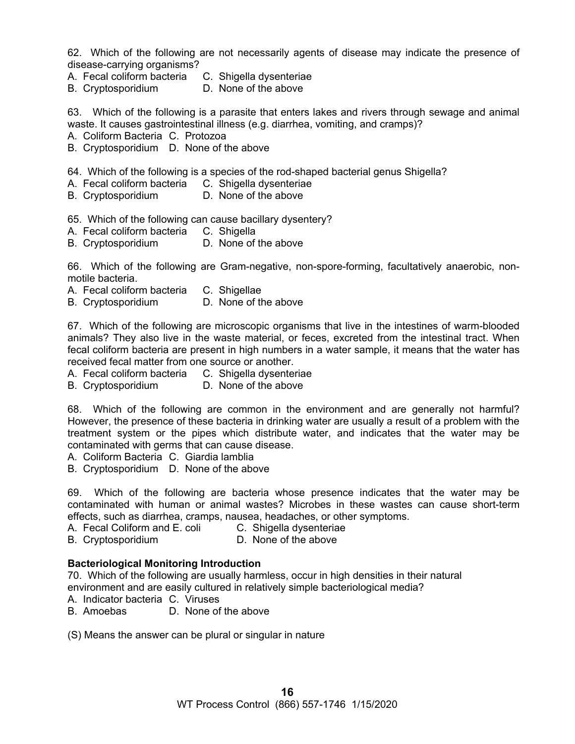62. Which of the following are not necessarily agents of disease may indicate the presence of disease-carrying organisms?

A. Fecal coliform bacteria C. Shigella dysenteriae
B. Cryptosporidium D. None of the above

63. Which of the following is a parasite that enters lakes and rivers through sewage and animal waste. It causes gastrointestinal illness (e.g. diarrhea, vomiting, and cramps)?

A. Coliform Bacteria C. Protozoa
B. Cryptosporidium D. None of the above

64. Which of the following is a species of the rod-shaped bacterial genus Shigella?

A. Fecal coliform bacteria C. Shigella dysenteriae
B. Cryptosporidium D. None of the above

65. Which of the following can cause bacillary dysentery?

A. Fecal coliform bacteria C. Shigella
B. Cryptosporidium D. None of the above

66. Which of the following are Gram-negative, non-spore-forming, facultatively anaerobic, non-motile bacteria.

A. Fecal coliform bacteria C. Shigellae
B. Cryptosporidium D. None of the above

67. Which of the following are microscopic organisms that live in the intestines of warm-blooded animals? They also live in the waste material, or feces, excreted from the intestinal tract. When fecal coliform bacteria are present in high numbers in a water sample, it means that the water has received fecal matter from one source or another.

A. Fecal coliform bacteria C. Shigella dysenteriae
B. Cryptosporidium D. None of the above

68. Which of the following are common in the environment and are generally not harmful? However, the presence of these bacteria in drinking water are usually a result of a problem with the treatment system or the pipes which distribute water, and indicates that the water may be contaminated with germs that can cause disease.

A. Coliform Bacteria C. Giardia lamblia
B. Cryptosporidium D. None of the above

69. Which of the following are bacteria whose presence indicates that the water may be contaminated with human or animal wastes? Microbes in these wastes can cause short-term effects, such as diarrhea, cramps, nausea, headaches, or other symptoms.

A. Fecal Coliform and E. coli C. Shigella dysenteriae
B. Cryptosporidium D. None of the above

**Bacteriological Monitoring Introduction**

70. Which of the following are usually harmless, occur in high densities in their natural environment and are easily cultured in relatively simple bacteriological media?

A. Indicator bacteria C. Viruses
B. Amoebas D. None of the above

(S) Means the answer can be plural or singular in nature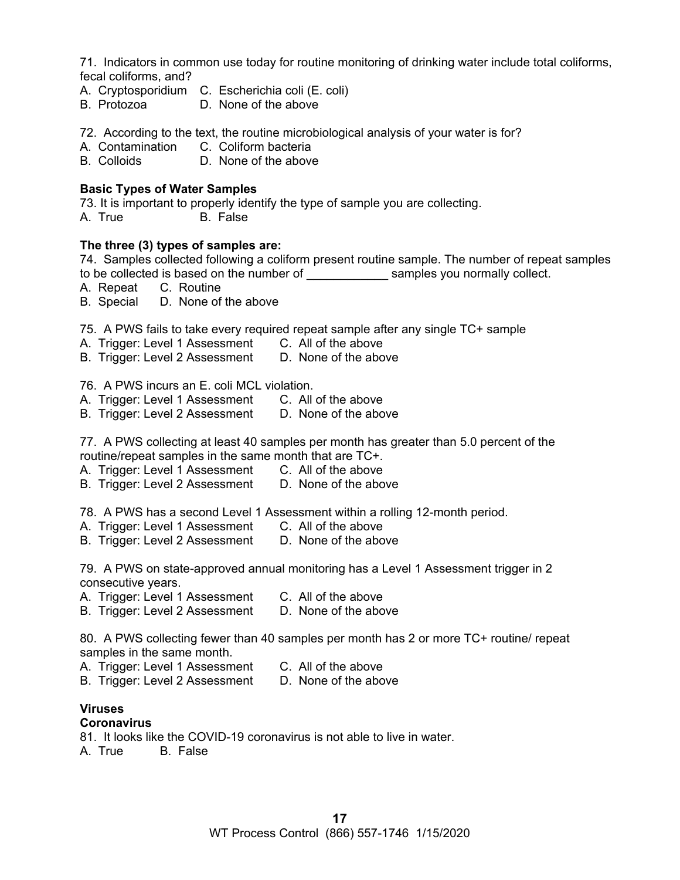71. Indicators in common use today for routine monitoring of drinking water include total coliforms, fecal coliforms, and?

A. Cryptosporidium C. Escherichia coli (E. coli)
B. Protozoa D. None of the above

72. According to the text, the routine microbiological analysis of your water is for?

A. Contamination C. Coliform bacteria
B. Colloids D. None of the above

**Basic Types of Water Samples**

73. It is important to properly identify the type of sample you are collecting.

A. True B. False

**The three (3) types of samples are:**

74. Samples collected following a coliform present routine sample. The number of repeat samples to be collected is based on the number of ____________ samples you normally collect.

A. Repeat C. Routine
B. Special D. None of the above

75. A PWS fails to take every required repeat sample after any single TC+ sample

A. Trigger: Level 1 Assessment C. All of the above
B. Trigger: Level 2 Assessment D. None of the above

76. A PWS incurs an E. coli MCL violation.

A. Trigger: Level 1 Assessment C. All of the above
B. Trigger: Level 2 Assessment D. None of the above

77. A PWS collecting at least 40 samples per month has greater than 5.0 percent of the routine/repeat samples in the same month that are TC+.

A. Trigger: Level 1 Assessment C. All of the above
B. Trigger: Level 2 Assessment D. None of the above

78. A PWS has a second Level 1 Assessment within a rolling 12-month period.

A. Trigger: Level 1 Assessment C. All of the above
B. Trigger: Level 2 Assessment D. None of the above

79. A PWS on state-approved annual monitoring has a Level 1 Assessment trigger in 2 consecutive years.

A. Trigger: Level 1 Assessment C. All of the above
B. Trigger: Level 2 Assessment D. None of the above

80. A PWS collecting fewer than 40 samples per month has 2 or more TC+ routine/ repeat samples in the same month.

A. Trigger: Level 1 Assessment C. All of the above
B. Trigger: Level 2 Assessment D. None of the above

**Viruses**

**Coronavirus**

81. It looks like the COVID-19 coronavirus is not able to live in water.

A. True B. False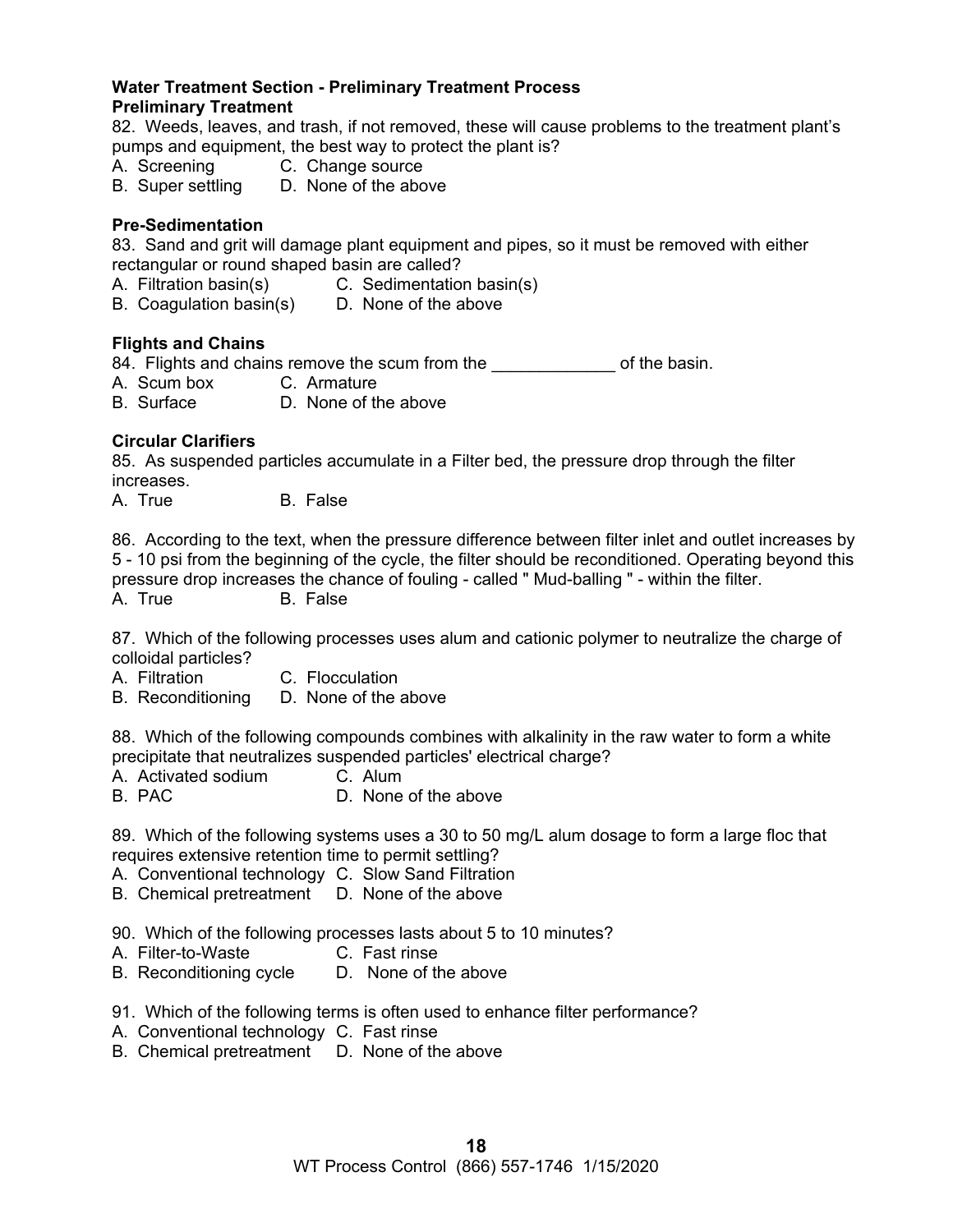**Water Treatment Section - Preliminary Treatment Process**
**Preliminary Treatment**

82. Weeds, leaves, and trash, if not removed, these will cause problems to the treatment plant's pumps and equipment, the best way to protect the plant is?
A. Screening C. Change source
B. Super settling D. None of the above

**Pre-Sedimentation**

83. Sand and grit will damage plant equipment and pipes, so it must be removed with either rectangular or round shaped basin are called?
A. Filtration basin(s) C. Sedimentation basin(s)
B. Coagulation basin(s) D. None of the above

**Flights and Chains**

84. Flights and chains remove the scum from the _____________ of the basin.
A. Scum box C. Armature
B. Surface D. None of the above

**Circular Clarifiers**

85. As suspended particles accumulate in a Filter bed, the pressure drop through the filter increases.
A. True B. False

86. According to the text, when the pressure difference between filter inlet and outlet increases by 5 - 10 psi from the beginning of the cycle, the filter should be reconditioned. Operating beyond this pressure drop increases the chance of fouling - called " Mud-balling " - within the filter.
A. True B. False

87. Which of the following processes uses alum and cationic polymer to neutralize the charge of colloidal particles?
A. Filtration C. Flocculation
B. Reconditioning D. None of the above

88. Which of the following compounds combines with alkalinity in the raw water to form a white precipitate that neutralizes suspended particles' electrical charge?
A. Activated sodium C. Alum
B. PAC D. None of the above

89. Which of the following systems uses a 30 to 50 mg/L alum dosage to form a large floc that requires extensive retention time to permit settling?
A. Conventional technology C. Slow Sand Filtration
B. Chemical pretreatment D. None of the above

90. Which of the following processes lasts about 5 to 10 minutes?
A. Filter-to-Waste C. Fast rinse
B. Reconditioning cycle D. None of the above

91. Which of the following terms is often used to enhance filter performance?
A. Conventional technology C. Fast rinse
B. Chemical pretreatment D. None of the above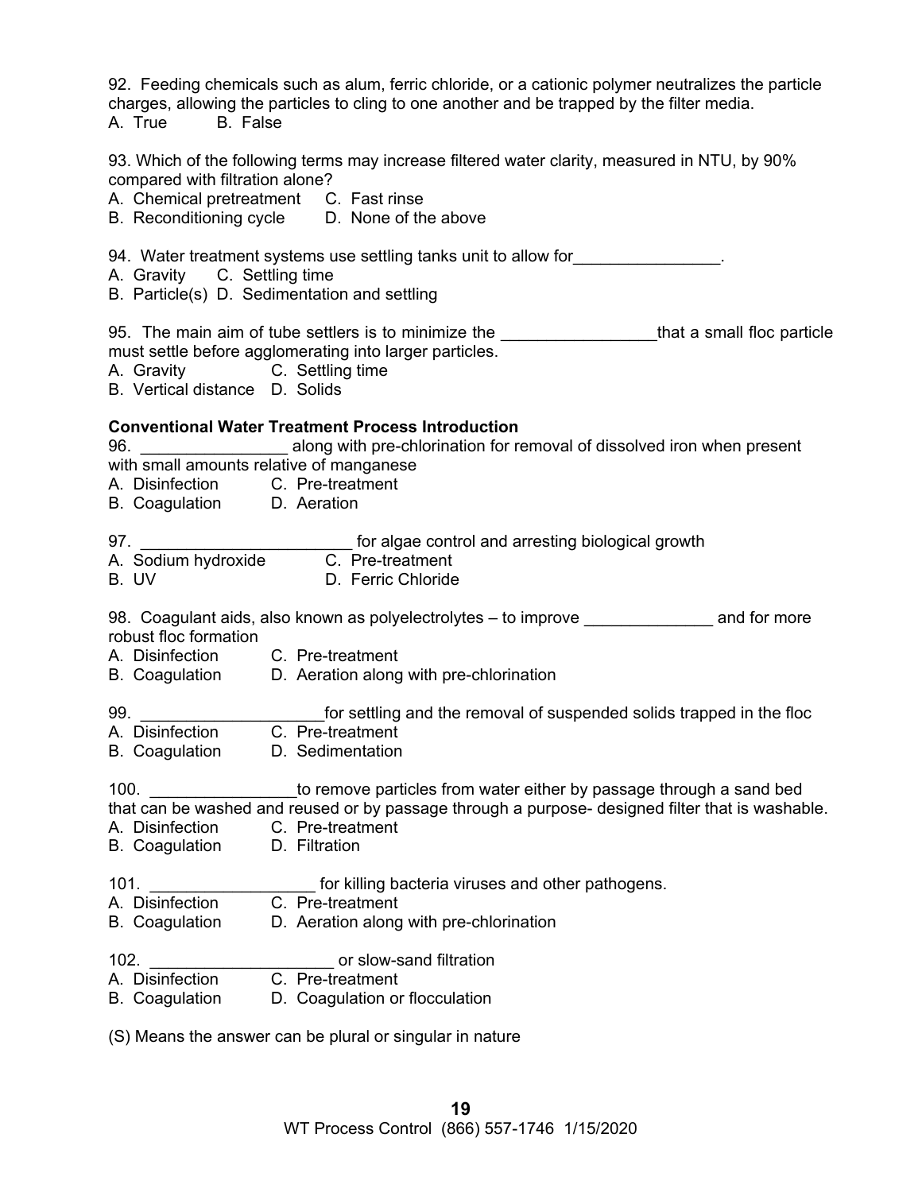92. Feeding chemicals such as alum, ferric chloride, or a cationic polymer neutralizes the particle charges, allowing the particles to cling to one another and be trapped by the filter media.
A. True B. False

93. Which of the following terms may increase filtered water clarity, measured in NTU, by 90% compared with filtration alone?
A. Chemical pretreatment C. Fast rinse
B. Reconditioning cycle D. None of the above

94. Water treatment systems use settling tanks unit to allow for________________.
A. Gravity C. Settling time
B. Particle(s) D. Sedimentation and settling

95. The main aim of tube settlers is to minimize the _________________that a small floc particle must settle before agglomerating into larger particles.
A. Gravity C. Settling time
B. Vertical distance D. Solids

**Conventional Water Treatment Process Introduction**

96. ________________ along with pre-chlorination for removal of dissolved iron when present with small amounts relative of manganese
A. Disinfection C. Pre-treatment
B. Coagulation D. Aeration

97. _______________________ for algae control and arresting biological growth
A. Sodium hydroxide C. Pre-treatment
B. UV D. Ferric Chloride

98. Coagulant aids, also known as polyelectrolytes – to improve ______________ and for more robust floc formation
A. Disinfection C. Pre-treatment
B. Coagulation D. Aeration along with pre-chlorination

99. ___________________for settling and the removal of suspended solids trapped in the floc
A. Disinfection C. Pre-treatment
B. Coagulation D. Sedimentation

100. ________________to remove particles from water either by passage through a sand bed that can be washed and reused or by passage through a purpose- designed filter that is washable.
A. Disinfection C. Pre-treatment
B. Coagulation D. Filtration

101. __________________ for killing bacteria viruses and other pathogens.
A. Disinfection C. Pre-treatment
B. Coagulation D. Aeration along with pre-chlorination

102. ____________________ or slow-sand filtration
A. Disinfection C. Pre-treatment
B. Coagulation D. Coagulation or flocculation

(S) Means the answer can be plural or singular in nature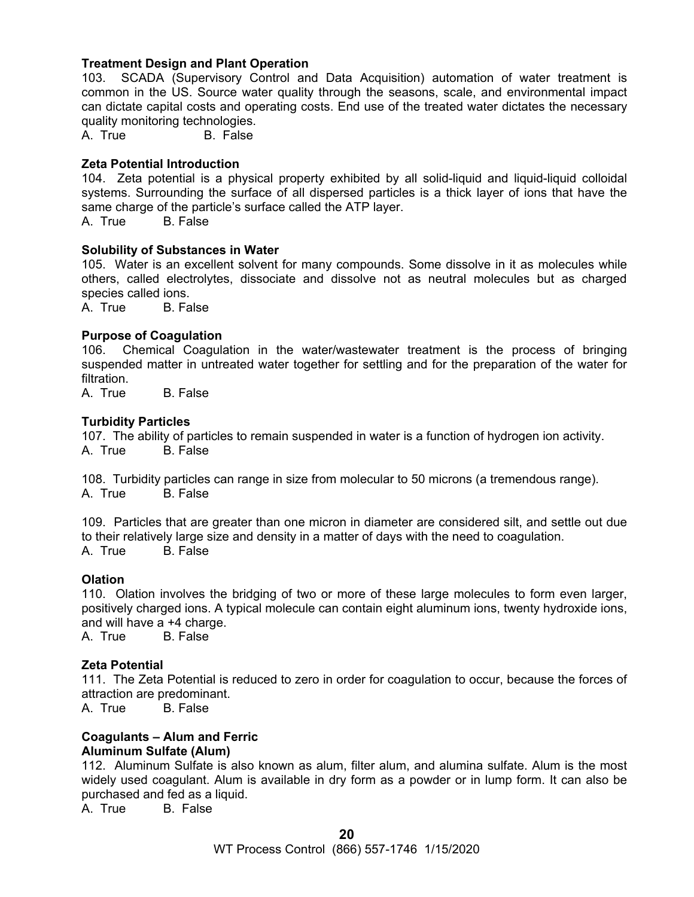**Treatment Design and Plant Operation**

103. SCADA (Supervisory Control and Data Acquisition) automation of water treatment is common in the US. Source water quality through the seasons, scale, and environmental impact can dictate capital costs and operating costs. End use of the treated water dictates the necessary quality monitoring technologies.

A. True B. False

**Zeta Potential Introduction**

104. Zeta potential is a physical property exhibited by all solid-liquid and liquid-liquid colloidal systems. Surrounding the surface of all dispersed particles is a thick layer of ions that have the same charge of the particle's surface called the ATP layer.

A. True B. False

**Solubility of Substances in Water**

105. Water is an excellent solvent for many compounds. Some dissolve in it as molecules while others, called electrolytes, dissociate and dissolve not as neutral molecules but as charged species called ions.

A. True B. False

**Purpose of Coagulation**

106. Chemical Coagulation in the water/wastewater treatment is the process of bringing suspended matter in untreated water together for settling and for the preparation of the water for filtration.

A. True B. False

**Turbidity Particles**

107. The ability of particles to remain suspended in water is a function of hydrogen ion activity.

A. True B. False

108. Turbidity particles can range in size from molecular to 50 microns (a tremendous range).

A. True B. False

109. Particles that are greater than one micron in diameter are considered silt, and settle out due to their relatively large size and density in a matter of days with the need to coagulation.

A. True B. False

**Olation**

110. Olation involves the bridging of two or more of these large molecules to form even larger, positively charged ions. A typical molecule can contain eight aluminum ions, twenty hydroxide ions, and will have a +4 charge.

A. True B. False

**Zeta Potential**

111. The Zeta Potential is reduced to zero in order for coagulation to occur, because the forces of attraction are predominant.

A. True B. False

**Coagulants – Alum and Ferric**

**Aluminum Sulfate (Alum)**

112. Aluminum Sulfate is also known as alum, filter alum, and alumina sulfate. Alum is the most widely used coagulant. Alum is available in dry form as a powder or in lump form. It can also be purchased and fed as a liquid.

A. True B. False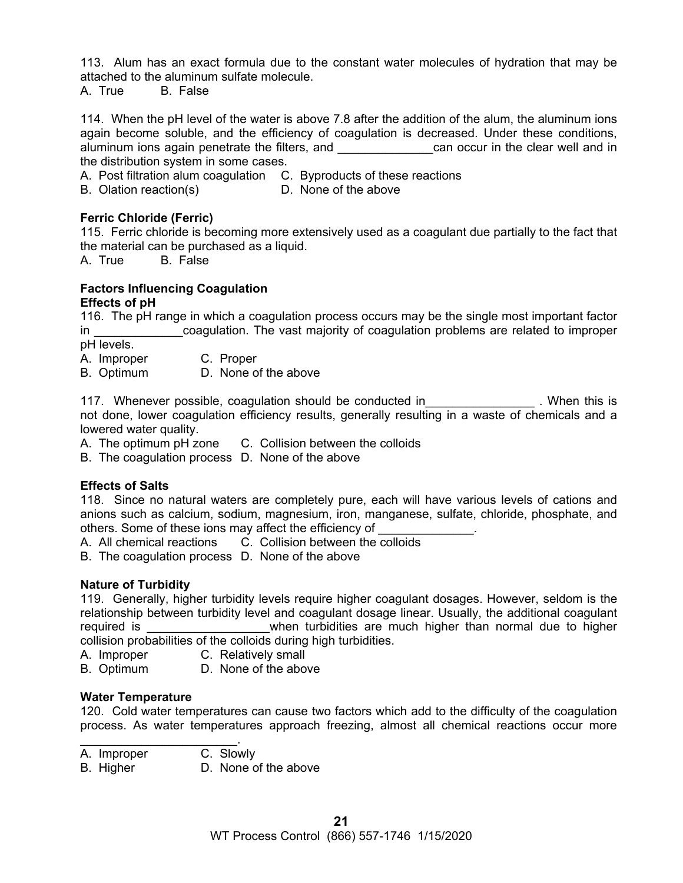113. Alum has an exact formula due to the constant water molecules of hydration that may be attached to the aluminum sulfate molecule.
A. True  B. False

114. When the pH level of the water is above 7.8 after the addition of the alum, the aluminum ions again become soluble, and the efficiency of coagulation is decreased. Under these conditions, aluminum ions again penetrate the filters, and ______________can occur in the clear well and in the distribution system in some cases.
A. Post filtration alum coagulation  C. Byproducts of these reactions
B. Olation reaction(s)  D. None of the above

**Ferric Chloride (Ferric)**

115. Ferric chloride is becoming more extensively used as a coagulant due partially to the fact that the material can be purchased as a liquid.
A. True  B. False

**Factors Influencing Coagulation**

**Effects of pH**

116. The pH range in which a coagulation process occurs may be the single most important factor in _____________coagulation. The vast majority of coagulation problems are related to improper pH levels.
A. Improper  C. Proper
B. Optimum  D. None of the above

117. Whenever possible, coagulation should be conducted in________________ . When this is not done, lower coagulation efficiency results, generally resulting in a waste of chemicals and a lowered water quality.
A. The optimum pH zone  C. Collision between the colloids
B. The coagulation process  D. None of the above

**Effects of Salts**

118. Since no natural waters are completely pure, each will have various levels of cations and anions such as calcium, sodium, magnesium, iron, manganese, sulfate, chloride, phosphate, and others. Some of these ions may affect the efficiency of ______________.
A. All chemical reactions  C. Collision between the colloids
B. The coagulation process  D. None of the above

**Nature of Turbidity**

119. Generally, higher turbidity levels require higher coagulant dosages. However, seldom is the relationship between turbidity level and coagulant dosage linear. Usually, the additional coagulant required is __________________when turbidities are much higher than normal due to higher collision probabilities of the colloids during high turbidities.
A. Improper  C. Relatively small
B. Optimum  D. None of the above

**Water Temperature**

120. Cold water temperatures can cause two factors which add to the difficulty of the coagulation process. As water temperatures approach freezing, almost all chemical reactions occur more ________________________.
A. Improper  C. Slowly
B. Higher  D. None of the above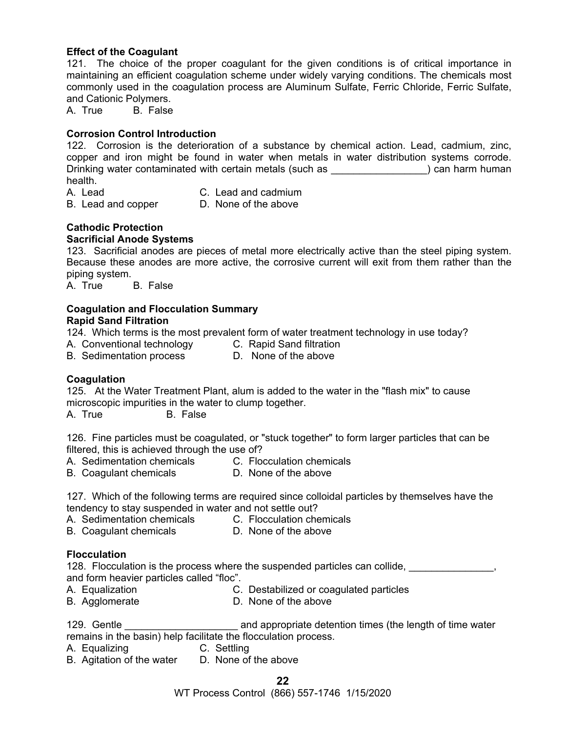**Effect of the Coagulant**

121. The choice of the proper coagulant for the given conditions is of critical importance in maintaining an efficient coagulation scheme under widely varying conditions. The chemicals most commonly used in the coagulation process are Aluminum Sulfate, Ferric Chloride, Ferric Sulfate, and Cationic Polymers.
A. True B. False

**Corrosion Control Introduction**

122. Corrosion is the deterioration of a substance by chemical action. Lead, cadmium, zinc, copper and iron might be found in water when metals in water distribution systems corrode. Drinking water contaminated with certain metals (such as _________________) can harm human health.
A. Lead C. Lead and cadmium
B. Lead and copper D. None of the above

**Cathodic Protection**
**Sacrificial Anode Systems**

123. Sacrificial anodes are pieces of metal more electrically active than the steel piping system. Because these anodes are more active, the corrosive current will exit from them rather than the piping system.
A. True B. False

**Coagulation and Flocculation Summary**
**Rapid Sand Filtration**

124. Which terms is the most prevalent form of water treatment technology in use today?
A. Conventional technology C. Rapid Sand filtration
B. Sedimentation process D. None of the above

**Coagulation**

125. At the Water Treatment Plant, alum is added to the water in the "flash mix" to cause microscopic impurities in the water to clump together.
A. True B. False

126. Fine particles must be coagulated, or "stuck together" to form larger particles that can be filtered, this is achieved through the use of?
A. Sedimentation chemicals C. Flocculation chemicals
B. Coagulant chemicals D. None of the above

127. Which of the following terms are required since colloidal particles by themselves have the tendency to stay suspended in water and not settle out?
A. Sedimentation chemicals C. Flocculation chemicals
B. Coagulant chemicals D. None of the above

**Flocculation**

128. Flocculation is the process where the suspended particles can collide, _______________, and form heavier particles called "floc".
A. Equalization C. Destabilized or coagulated particles
B. Agglomerate D. None of the above

129. Gentle ____________________ and appropriate detention times (the length of time water remains in the basin) help facilitate the flocculation process.
A. Equalizing C. Settling
B. Agitation of the water D. None of the above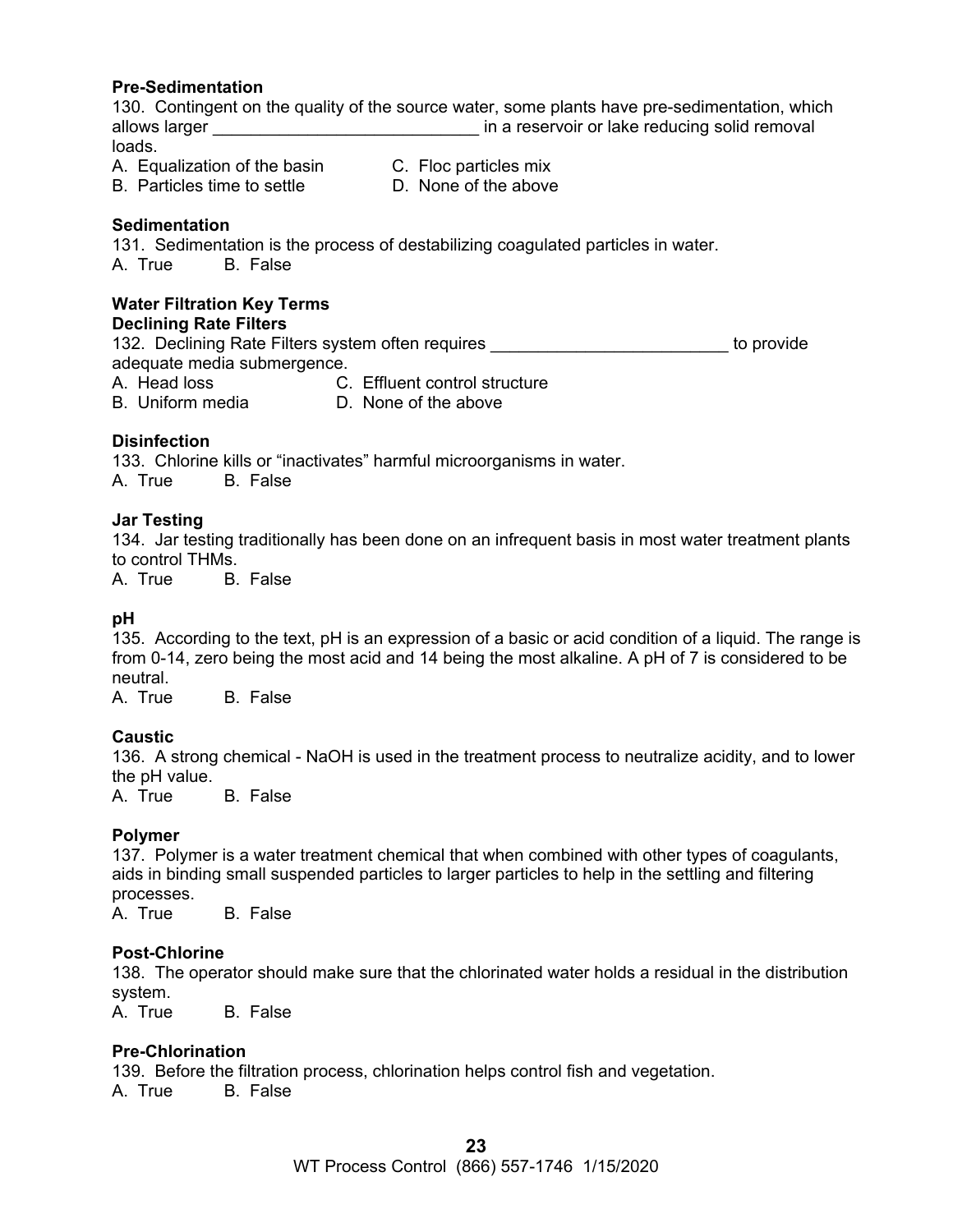**Pre-Sedimentation**

130. Contingent on the quality of the source water, some plants have pre-sedimentation, which allows larger ____________________________ in a reservoir or lake reducing solid removal loads.

A. Equalization of the basin
B. Particles time to settle
C. Floc particles mix
D. None of the above

**Sedimentation**

131. Sedimentation is the process of destabilizing coagulated particles in water.

A. True B. False

**Water Filtration Key Terms**

**Declining Rate Filters**

132. Declining Rate Filters system often requires _________________________ to provide adequate media submergence.

A. Head loss
B. Uniform media
C. Effluent control structure
D. None of the above

**Disinfection**

133. Chlorine kills or "inactivates" harmful microorganisms in water.

A. True B. False

**Jar Testing**

134. Jar testing traditionally has been done on an infrequent basis in most water treatment plants to control THMs.

A. True B. False

**pH**

135. According to the text, pH is an expression of a basic or acid condition of a liquid. The range is from 0-14, zero being the most acid and 14 being the most alkaline. A pH of 7 is considered to be neutral.

A. True B. False

**Caustic**

136. A strong chemical - NaOH is used in the treatment process to neutralize acidity, and to lower the pH value.

A. True B. False

**Polymer**

137. Polymer is a water treatment chemical that when combined with other types of coagulants, aids in binding small suspended particles to larger particles to help in the settling and filtering processes.

A. True B. False

**Post-Chlorine**

138. The operator should make sure that the chlorinated water holds a residual in the distribution system.

A. True B. False

**Pre-Chlorination**

139. Before the filtration process, chlorination helps control fish and vegetation.

A. True B. False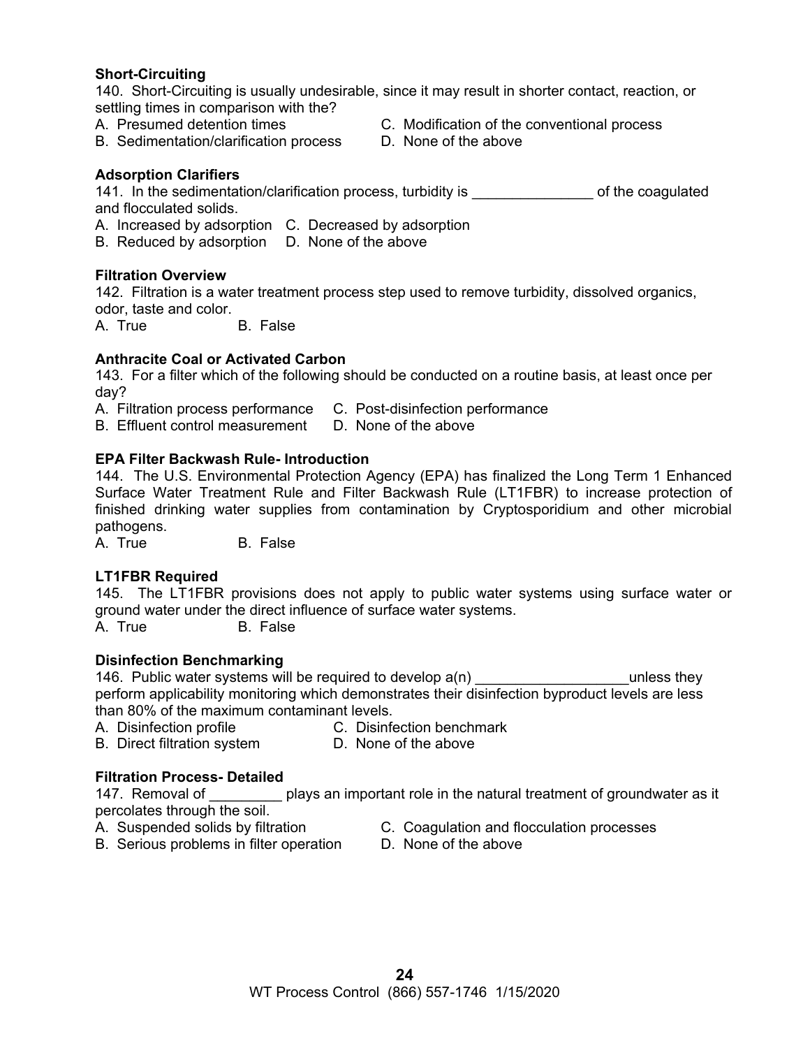**Short-Circuiting**

140. Short-Circuiting is usually undesirable, since it may result in shorter contact, reaction, or settling times in comparison with the?

A. Presumed detention times
B. Sedimentation/clarification process
C. Modification of the conventional process
D. None of the above

**Adsorption Clarifiers**

141. In the sedimentation/clarification process, turbidity is _______________ of the coagulated and flocculated solids.

A. Increased by adsorption
B. Reduced by adsorption
C. Decreased by adsorption
D. None of the above

**Filtration Overview**

142. Filtration is a water treatment process step used to remove turbidity, dissolved organics, odor, taste and color.

A. True
B. False

**Anthracite Coal or Activated Carbon**

143. For a filter which of the following should be conducted on a routine basis, at least once per day?

A. Filtration process performance
B. Effluent control measurement
C. Post-disinfection performance
D. None of the above

**EPA Filter Backwash Rule- Introduction**

144. The U.S. Environmental Protection Agency (EPA) has finalized the Long Term 1 Enhanced Surface Water Treatment Rule and Filter Backwash Rule (LT1FBR) to increase protection of finished drinking water supplies from contamination by Cryptosporidium and other microbial pathogens.

A. True
B. False

**LT1FBR Required**

145. The LT1FBR provisions does not apply to public water systems using surface water or ground water under the direct influence of surface water systems.

A. True
B. False

**Disinfection Benchmarking**

146. Public water systems will be required to develop a(n) ___________________unless they perform applicability monitoring which demonstrates their disinfection byproduct levels are less than 80% of the maximum contaminant levels.

A. Disinfection profile
B. Direct filtration system
C. Disinfection benchmark
D. None of the above

**Filtration Process- Detailed**

147. Removal of _________ plays an important role in the natural treatment of groundwater as it percolates through the soil.

A. Suspended solids by filtration
B. Serious problems in filter operation
C. Coagulation and flocculation processes
D. None of the above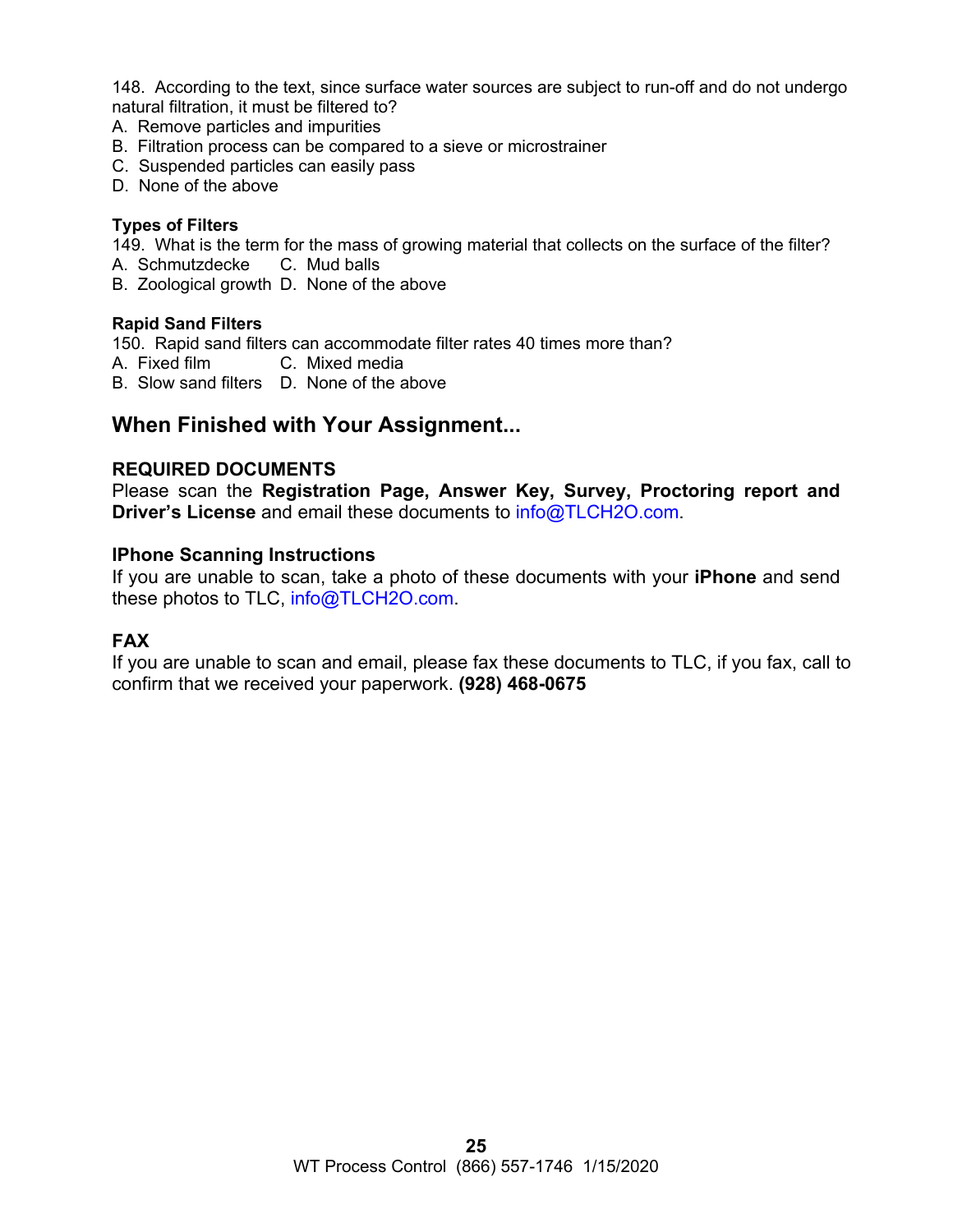148. According to the text, since surface water sources are subject to run-off and do not undergo natural filtration, it must be filtered to?

A. Remove particles and impurities
B. Filtration process can be compared to a sieve or microstrainer
C. Suspended particles can easily pass
D. None of the above

**Types of Filters**

149. What is the term for the mass of growing material that collects on the surface of the filter?

A. Schmutzdecke
B. Zoological growth
C. Mud balls
D. None of the above

**Rapid Sand Filters**

150. Rapid sand filters can accommodate filter rates 40 times more than?

A. Fixed film
B. Slow sand filters
C. Mixed media
D. None of the above

## When Finished with Your Assignment...

### REQUIRED DOCUMENTS

Please scan the **Registration Page, Answer Key, Survey, Proctoring report and Driver's License** and email these documents to info@TLCH2O.com.

### IPhone Scanning Instructions

If you are unable to scan, take a photo of these documents with your **iPhone** and send these photos to TLC, info@TLCH2O.com.

### FAX

If you are unable to scan and email, please fax these documents to TLC, if you fax, call to confirm that we received your paperwork. **(928) 468-0675**